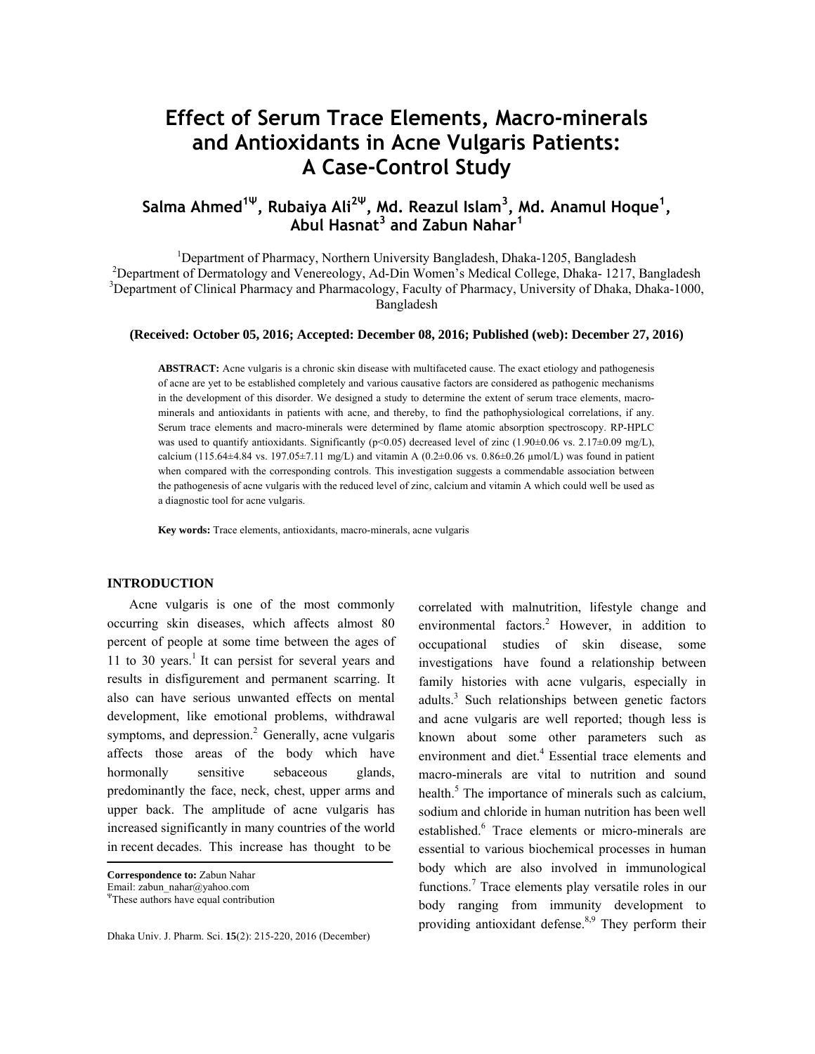# Effect of Serum Trace Elements, Macro-minerals and Antioxidants in Acne Vulgaris Patients: A Case-Control Study

**Salma Ahmed[1Ψ], Rubaiya Ali[2Ψ], Md. Reazul Islam[3], Md. Anamul Hoque[1], Abul Hasnat[3] and Zabun Nahar[1]**

[1]Department of Pharmacy, Northern University Bangladesh, Dhaka-1205, Bangladesh
[2]Department of Dermatology and Venereology, Ad-Din Women's Medical College, Dhaka- 1217, Bangladesh
[3]Department of Clinical Pharmacy and Pharmacology, Faculty of Pharmacy, University of Dhaka, Dhaka-1000, Bangladesh

**(Received: October 05, 2016; Accepted: December 08, 2016; Published (web): December 27, 2016)**

**ABSTRACT:** Acne vulgaris is a chronic skin disease with multifaceted cause. The exact etiology and pathogenesis of acne are yet to be established completely and various causative factors are considered as pathogenic mechanisms in the development of this disorder. We designed a study to determine the extent of serum trace elements, macro-minerals and antioxidants in patients with acne, and thereby, to find the pathophysiological correlations, if any. Serum trace elements and macro-minerals were determined by flame atomic absorption spectroscopy. RP-HPLC was used to quantify antioxidants. Significantly ($p<0.05$) decreased level of zinc ($1.90\pm0.06$ vs. $2.17\pm0.09$ mg/L), calcium ($115.64\pm4.84$ vs. $197.05\pm7.11$ mg/L) and vitamin A ($0.2\pm0.06$ vs. $0.86\pm0.26$ μmol/L) was found in patient when compared with the corresponding controls. This investigation suggests a commendable association between the pathogenesis of acne vulgaris with the reduced level of zinc, calcium and vitamin A which could well be used as a diagnostic tool for acne vulgaris.

**Key words:** Trace elements, antioxidants, macro-minerals, acne vulgaris

## INTRODUCTION

Acne vulgaris is one of the most commonly occurring skin diseases, which affects almost 80 percent of people at some time between the ages of 11 to 30 years.[1] It can persist for several years and results in disfigurement and permanent scarring. It also can have serious unwanted effects on mental development, like emotional problems, withdrawal symptoms, and depression.[2] Generally, acne vulgaris affects those areas of the body which have hormonally sensitive sebaceous glands, predominantly the face, neck, chest, upper arms and upper back. The amplitude of acne vulgaris has increased significantly in many countries of the world in recent decades. This increase has thought to be correlated with malnutrition, lifestyle change and environmental factors.[2] However, in addition to occupational studies of skin disease, some investigations have found a relationship between family histories with acne vulgaris, especially in adults.[3] Such relationships between genetic factors and acne vulgaris are well reported; though less is known about some other parameters such as environment and diet.[4] Essential trace elements and macro-minerals are vital to nutrition and sound health.[5] The importance of minerals such as calcium, sodium and chloride in human nutrition has been well established.[6] Trace elements or micro-minerals are essential to various biochemical processes in human body which are also involved in immunological functions.[7] Trace elements play versatile roles in our body ranging from immunity development to providing antioxidant defense.[8,9] They perform their

**Correspondence to:** Zabun Nahar
Email: zabun_nahar@yahoo.com
ΨThese authors have equal contribution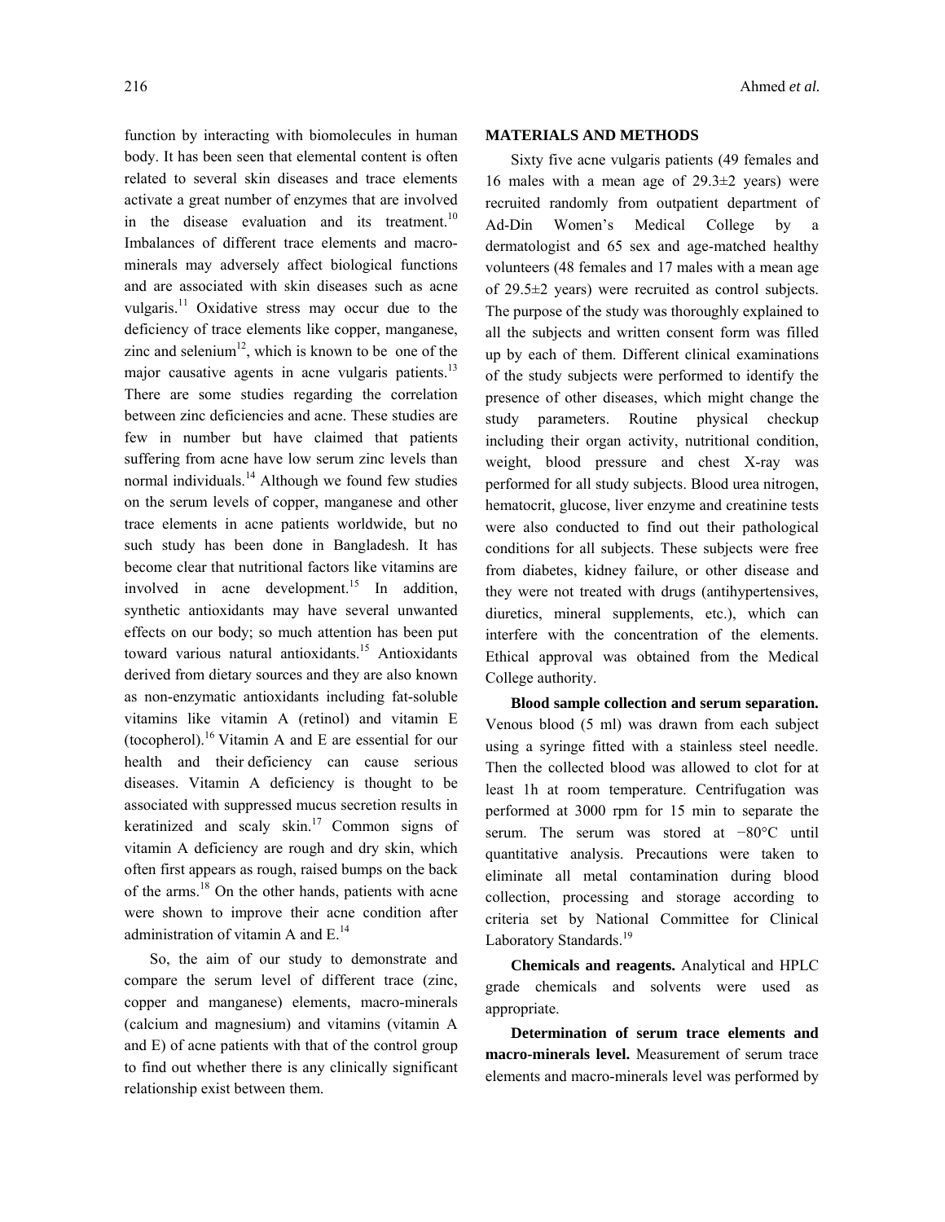function by interacting with biomolecules in human body. It has been seen that elemental content is often related to several skin diseases and trace elements activate a great number of enzymes that are involved in the disease evaluation and its treatment.[10] Imbalances of different trace elements and macro-minerals may adversely affect biological functions and are associated with skin diseases such as acne vulgaris.[11] Oxidative stress may occur due to the deficiency of trace elements like copper, manganese, zinc and selenium[12], which is known to be one of the major causative agents in acne vulgaris patients.[13] There are some studies regarding the correlation between zinc deficiencies and acne. These studies are few in number but have claimed that patients suffering from acne have low serum zinc levels than normal individuals.[14] Although we found few studies on the serum levels of copper, manganese and other trace elements in acne patients worldwide, but no such study has been done in Bangladesh. It has become clear that nutritional factors like vitamins are involved in acne development.[15] In addition, synthetic antioxidants may have several unwanted effects on our body; so much attention has been put toward various natural antioxidants.[15] Antioxidants derived from dietary sources and they are also known as non-enzymatic antioxidants including fat-soluble vitamins like vitamin A (retinol) and vitamin E (tocopherol).[16] Vitamin A and E are essential for our health and their deficiency can cause serious diseases. Vitamin A deficiency is thought to be associated with suppressed mucus secretion results in keratinized and scaly skin.[17] Common signs of vitamin A deficiency are rough and dry skin, which often first appears as rough, raised bumps on the back of the arms.[18] On the other hands, patients with acne were shown to improve their acne condition after administration of vitamin A and E.[14]

So, the aim of our study to demonstrate and compare the serum level of different trace (zinc, copper and manganese) elements, macro-minerals (calcium and magnesium) and vitamins (vitamin A and E) of acne patients with that of the control group to find out whether there is any clinically significant relationship exist between them.

## MATERIALS AND METHODS

Sixty five acne vulgaris patients (49 females and 16 males with a mean age of 29.3±2 years) were recruited randomly from outpatient department of Ad-Din Women's Medical College by a dermatologist and 65 sex and age-matched healthy volunteers (48 females and 17 males with a mean age of 29.5±2 years) were recruited as control subjects. The purpose of the study was thoroughly explained to all the subjects and written consent form was filled up by each of them. Different clinical examinations of the study subjects were performed to identify the presence of other diseases, which might change the study parameters. Routine physical checkup including their organ activity, nutritional condition, weight, blood pressure and chest X-ray was performed for all study subjects. Blood urea nitrogen, hematocrit, glucose, liver enzyme and creatinine tests were also conducted to find out their pathological conditions for all subjects. These subjects were free from diabetes, kidney failure, or other disease and they were not treated with drugs (antihypertensives, diuretics, mineral supplements, etc.), which can interfere with the concentration of the elements. Ethical approval was obtained from the Medical College authority.

**Blood sample collection and serum separation.** Venous blood (5 ml) was drawn from each subject using a syringe fitted with a stainless steel needle. Then the collected blood was allowed to clot for at least 1h at room temperature. Centrifugation was performed at 3000 rpm for 15 min to separate the serum. The serum was stored at −80°C until quantitative analysis. Precautions were taken to eliminate all metal contamination during blood collection, processing and storage according to criteria set by National Committee for Clinical Laboratory Standards.[19]

**Chemicals and reagents.** Analytical and HPLC grade chemicals and solvents were used as appropriate.

**Determination of serum trace elements and macro-minerals level.** Measurement of serum trace elements and macro-minerals level was performed by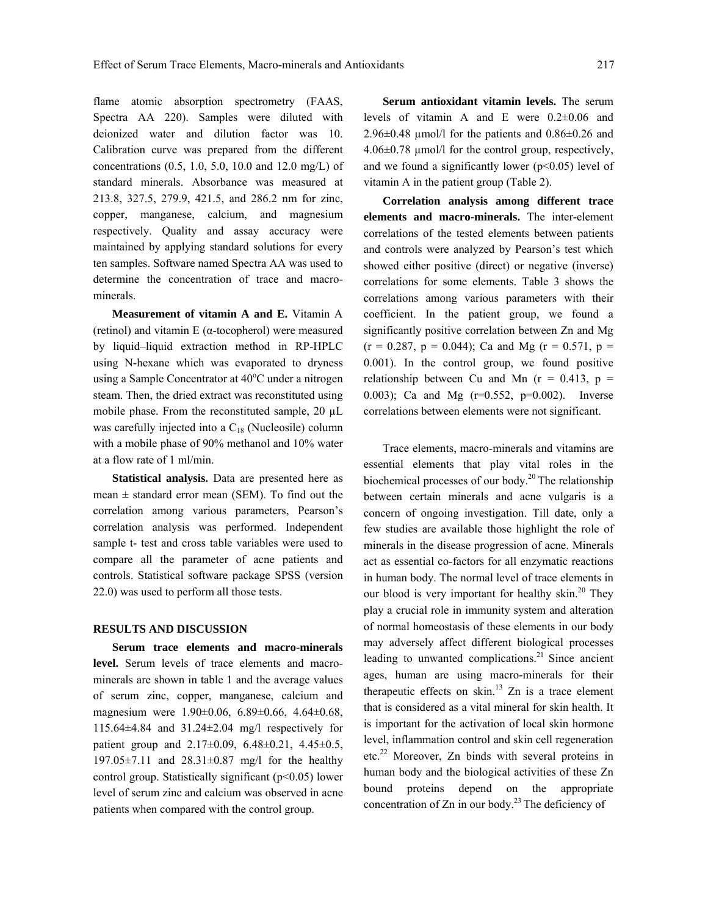flame atomic absorption spectrometry (FAAS, Spectra AA 220). Samples were diluted with deionized water and dilution factor was 10. Calibration curve was prepared from the different concentrations (0.5, 1.0, 5.0, 10.0 and 12.0 mg/L) of standard minerals. Absorbance was measured at 213.8, 327.5, 279.9, 421.5, and 286.2 nm for zinc, copper, manganese, calcium, and magnesium respectively. Quality and assay accuracy were maintained by applying standard solutions for every ten samples. Software named Spectra AA was used to determine the concentration of trace and macro-minerals.

**Measurement of vitamin A and E.** Vitamin A (retinol) and vitamin E (α-tocopherol) were measured by liquid–liquid extraction method in RP-HPLC using N-hexane which was evaporated to dryness using a Sample Concentrator at 40°C under a nitrogen steam. Then, the dried extract was reconstituted using mobile phase. From the reconstituted sample, 20 µL was carefully injected into a $C_{18}$ (Nucleosile) column with a mobile phase of 90% methanol and 10% water at a flow rate of 1 ml/min.

**Statistical analysis.** Data are presented here as mean ± standard error mean (SEM). To find out the correlation among various parameters, Pearson's correlation analysis was performed. Independent sample t- test and cross table variables were used to compare all the parameter of acne patients and controls. Statistical software package SPSS (version 22.0) was used to perform all those tests.

## RESULTS AND DISCUSSION

**Serum trace elements and macro-minerals level.** Serum levels of trace elements and macro-minerals are shown in table 1 and the average values of serum zinc, copper, manganese, calcium and magnesium were 1.90±0.06, 6.89±0.66, 4.64±0.68, 115.64±4.84 and 31.24±2.04 mg/l respectively for patient group and 2.17±0.09, 6.48±0.21, 4.45±0.5, 197.05±7.11 and 28.31±0.87 mg/l for the healthy control group. Statistically significant ($p<0.05$) lower level of serum zinc and calcium was observed in acne patients when compared with the control group.

**Serum antioxidant vitamin levels.** The serum levels of vitamin A and E were 0.2±0.06 and 2.96±0.48 µmol/l for the patients and 0.86±0.26 and 4.06±0.78 µmol/l for the control group, respectively, and we found a significantly lower ($p<0.05$) level of vitamin A in the patient group (Table 2).

**Correlation analysis among different trace elements and macro-minerals.** The inter-element correlations of the tested elements between patients and controls were analyzed by Pearson's test which showed either positive (direct) or negative (inverse) correlations for some elements. Table 3 shows the correlations among various parameters with their coefficient. In the patient group, we found a significantly positive correlation between Zn and Mg ($r = 0.287$, $p = 0.044$); Ca and Mg ($r = 0.571$, $p = 0.001$). In the control group, we found positive relationship between Cu and Mn ($r = 0.413$, $p = 0.003$); Ca and Mg ($r=0.552$, $p=0.002$). Inverse correlations between elements were not significant.

Trace elements, macro-minerals and vitamins are essential elements that play vital roles in the biochemical processes of our body.[20] The relationship between certain minerals and acne vulgaris is a concern of ongoing investigation. Till date, only a few studies are available those highlight the role of minerals in the disease progression of acne. Minerals act as essential co-factors for all enzymatic reactions in human body. The normal level of trace elements in our blood is very important for healthy skin.[20] They play a crucial role in immunity system and alteration of normal homeostasis of these elements in our body may adversely affect different biological processes leading to unwanted complications.[21] Since ancient ages, human are using macro-minerals for their therapeutic effects on skin.[13] Zn is a trace element that is considered as a vital mineral for skin health. It is important for the activation of local skin hormone level, inflammation control and skin cell regeneration etc.[22] Moreover, Zn binds with several proteins in human body and the biological activities of these Zn bound proteins depend on the appropriate concentration of Zn in our body.[23] The deficiency of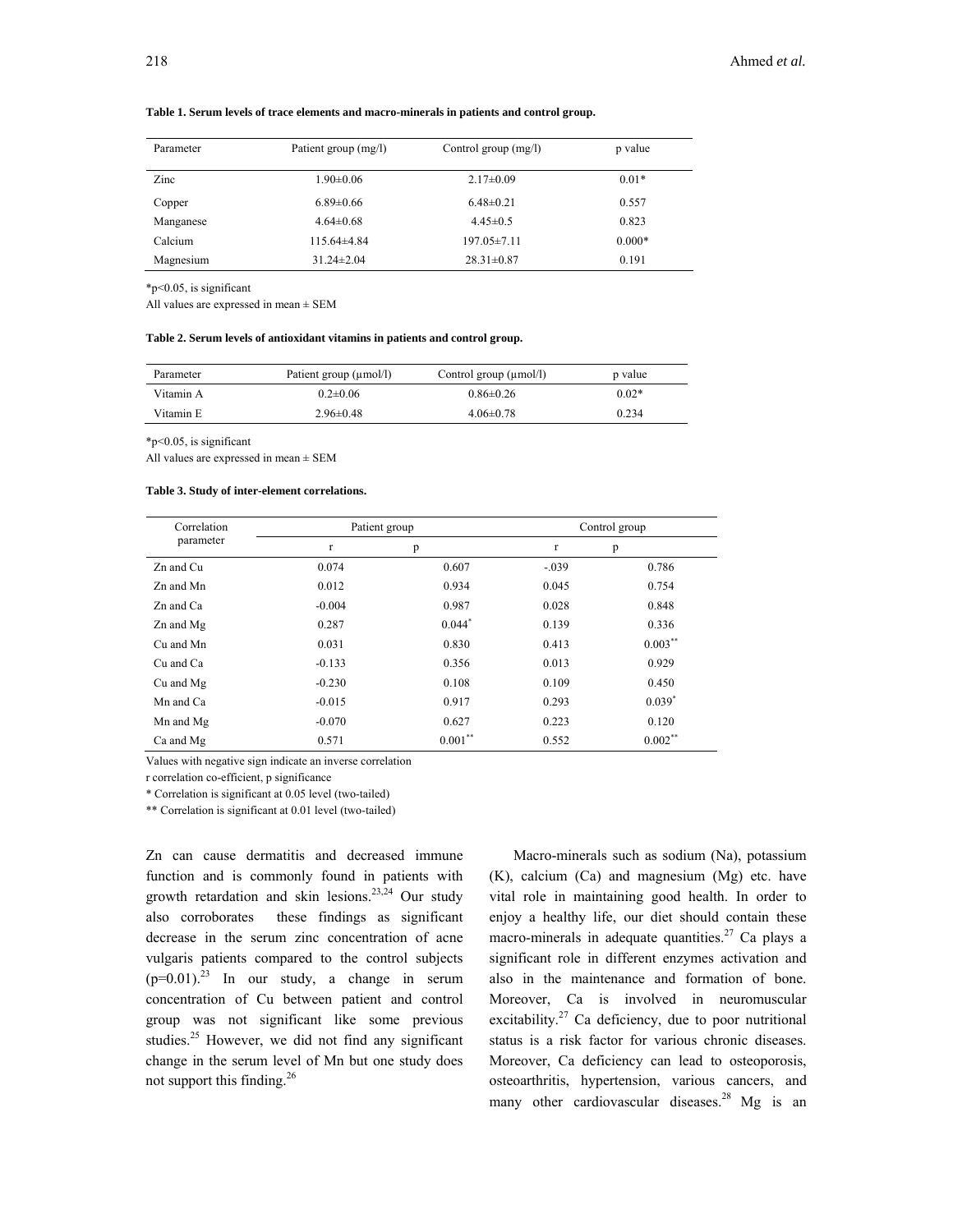**Table 1. Serum levels of trace elements and macro-minerals in patients and control group.**

| Parameter | Patient group (mg/l) | Control group (mg/l) | p value |
|---|---|---|---|
| Zinc | 1.90±0.06 | 2.17±0.09 | 0.01* |
| Copper | 6.89±0.66 | 6.48±0.21 | 0.557 |
| Manganese | 4.64±0.68 | 4.45±0.5 | 0.823 |
| Calcium | 115.64±4.84 | 197.05±7.11 | 0.000* |
| Magnesium | 31.24±2.04 | 28.31±0.87 | 0.191 |

*p<0.05, is significant

All values are expressed in mean ± SEM

**Table 2. Serum levels of antioxidant vitamins in patients and control group.**

| Parameter | Patient group (µmol/l) | Control group (µmol/l) | p value |
|---|---|---|---|
| Vitamin A | 0.2±0.06 | 0.86±0.26 | 0.02* |
| Vitamin E | 2.96±0.48 | 4.06±0.78 | 0.234 |

*p<0.05, is significant

All values are expressed in mean ± SEM

**Table 3. Study of inter-element correlations.**

| Correlation parameter | Patient group | | Control group | |
|---|---|---|---|---|
| | r | p | r | p |
| Zn and Cu | 0.074 | 0.607 | -.039 | 0.786 |
| Zn and Mn | 0.012 | 0.934 | 0.045 | 0.754 |
| Zn and Ca | -0.004 | 0.987 | 0.028 | 0.848 |
| Zn and Mg | 0.287 | 0.044* | 0.139 | 0.336 |
| Cu and Mn | 0.031 | 0.830 | 0.413 | 0.003** |
| Cu and Ca | -0.133 | 0.356 | 0.013 | 0.929 |
| Cu and Mg | -0.230 | 0.108 | 0.109 | 0.450 |
| Mn and Ca | -0.015 | 0.917 | 0.293 | 0.039* |
| Mn and Mg | -0.070 | 0.627 | 0.223 | 0.120 |
| Ca and Mg | 0.571 | 0.001** | 0.552 | 0.002** |

Values with negative sign indicate an inverse correlation

r correlation co-efficient, p significance

* Correlation is significant at 0.05 level (two-tailed)

** Correlation is significant at 0.01 level (two-tailed)

Zn can cause dermatitis and decreased immune function and is commonly found in patients with growth retardation and skin lesions.[23,24] Our study also corroborates these findings as significant decrease in the serum zinc concentration of acne vulgaris patients compared to the control subjects ($p=0.01$).[23] In our study, a change in serum concentration of Cu between patient and control group was not significant like some previous studies.[25] However, we did not find any significant change in the serum level of Mn but one study does not support this finding.[26]

Macro-minerals such as sodium (Na), potassium (K), calcium (Ca) and magnesium (Mg) etc. have vital role in maintaining good health. In order to enjoy a healthy life, our diet should contain these macro-minerals in adequate quantities.[27] Ca plays a significant role in different enzymes activation and also in the maintenance and formation of bone. Moreover, Ca is involved in neuromuscular excitability.[27] Ca deficiency, due to poor nutritional status is a risk factor for various chronic diseases. Moreover, Ca deficiency can lead to osteoporosis, osteoarthritis, hypertension, various cancers, and many other cardiovascular diseases.[28] Mg is an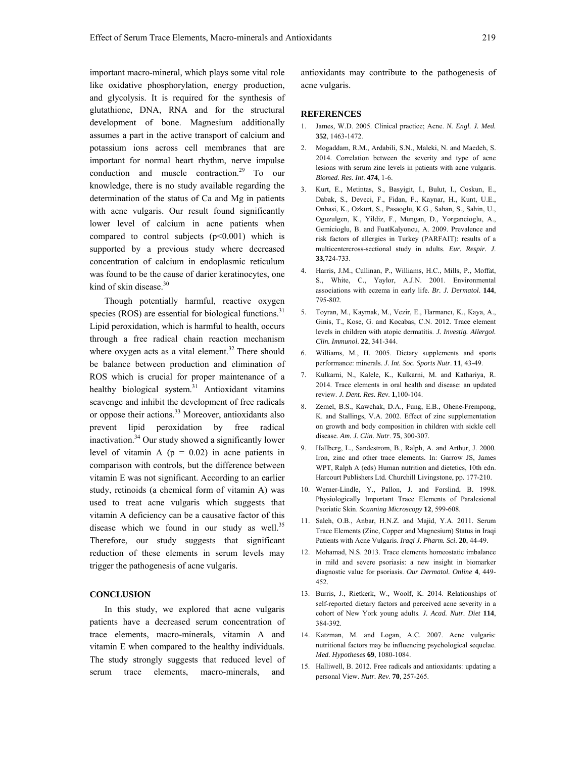important macro-mineral, which plays some vital role like oxidative phosphorylation, energy production, and glycolysis. It is required for the synthesis of glutathione, DNA, RNA and for the structural development of bone. Magnesium additionally assumes a part in the active transport of calcium and potassium ions across cell membranes that are important for normal heart rhythm, nerve impulse conduction and muscle contraction.[29] To our knowledge, there is no study available regarding the determination of the status of Ca and Mg in patients with acne vulgaris. Our result found significantly lower level of calcium in acne patients when compared to control subjects ($p<0.001$) which is supported by a previous study where decreased concentration of calcium in endoplasmic reticulum was found to be the cause of darier keratinocytes, one kind of skin disease.[30]

Though potentially harmful, reactive oxygen species (ROS) are essential for biological functions.[31] Lipid peroxidation, which is harmful to health, occurs through a free radical chain reaction mechanism where oxygen acts as a vital element.[32] There should be balance between production and elimination of ROS which is crucial for proper maintenance of a healthy biological system.[31] Antioxidant vitamins scavenge and inhibit the development of free radicals or oppose their actions.[33] Moreover, antioxidants also prevent lipid peroxidation by free radical inactivation.[34] Our study showed a significantly lower level of vitamin A ($p = 0.02$) in acne patients in comparison with controls, but the difference between vitamin E was not significant. According to an earlier study, retinoids (a chemical form of vitamin A) was used to treat acne vulgaris which suggests that vitamin A deficiency can be a causative factor of this disease which we found in our study as well.[35] Therefore, our study suggests that significant reduction of these elements in serum levels may trigger the pathogenesis of acne vulgaris.

## CONCLUSION

In this study, we explored that acne vulgaris patients have a decreased serum concentration of trace elements, macro-minerals, vitamin A and vitamin E when compared to the healthy individuals. The study strongly suggests that reduced level of serum trace elements, macro-minerals, and antioxidants may contribute to the pathogenesis of acne vulgaris.

## REFERENCES

1. James, W.D. 2005. Clinical practice; Acne. *N. Engl. J. Med.* **352**, 1463-1472.
2. Mogaddam, R.M., Ardabili, S.N., Maleki, N. and Maedeh, S. 2014. Correlation between the severity and type of acne lesions with serum zinc levels in patients with acne vulgaris. *Biomed. Res. Int*. **474**, 1-6.
3. Kurt, E., Metintas, S., Basyigit, I., Bulut, I., Coskun, E., Dabak, S., Deveci, F., Fidan, F., Kaynar, H., Kunt, U.E., Onbasi, K., Ozkurt, S., Pasaoglu, K.G., Sahan, S., Sahin, U., Oguzulgen, K., Yildiz, F., Mungan, D., Yorgancioglu, A., Gemicioglu, B. and FuatKalyoncu, A. 2009. Prevalence and risk factors of allergies in Turkey (PARFAIT): results of a multicentercross-sectional study in adults. *Eur. Respir. J*. **33**,724-733.
4. Harris, J.M., Cullinan, P., Williams, H.C., Mills, P., Moffat, S., White, C., Yaylor, A.J.N. 2001. Environmental associations with eczema in early life. *Br. J. Dermatol*. **144**, 795-802.
5. Toyran, M., Kaymak, M., Vezir, E., Harmancı, K., Kaya, A., Ginis, T., Kose, G. and Kocabas, C.N. 2012. Trace element levels in children with atopic dermatitis. *J. Investig. Allergol. Clin. Immunol*. **22**, 341-344.
6. Williams, M., H. 2005. Dietary supplements and sports performance: minerals. *J. Int. Soc. Sports Nutr*. **11**, 43-49.
7. Kulkarni, N., Kalele, K., Kulkarni, M. and Kathariya, R. 2014. Trace elements in oral health and disease: an updated review. *J. Dent. Res. Rev*. **1**,100-104.
8. Zemel, B.S., Kawchak, D.A., Fung, E.B., Ohene-Frempong, K. and Stallings, V.A. 2002. Effect of zinc supplementation on growth and body composition in children with sickle cell disease. *Am. J. Clin. Nutr*. **75**, 300-307.
9. Hallberg, L., Sandestrom, B., Ralph, A. and Arthur, J. 2000. Iron, zinc and other trace elements. In: Garrow JS, James WPT, Ralph A (eds) Human nutrition and dietetics, 10th edn. Harcourt Publishers Ltd. Churchill Livingstone, pp. 177-210.
10. Werner-Lindle, Y., Pallon, J. and Forslind, B. 1998. Physiologically Important Trace Elements of Paralesional Psoriatic Skin. *Scanning Microscopy* **12**, 599-608.
11. Saleh, O.B., Anbar, H.N.Z. and Majid, Y.A. 2011. Serum Trace Elements (Zinc, Copper and Magnesium) Status in Iraqi Patients with Acne Vulgaris. *Iraqi J. Pharm. Sci*. **20**, 44-49.
12. Mohamad, N.S. 2013. Trace elements homeostatic imbalance in mild and severe psoriasis: a new insight in biomarker diagnostic value for psoriasis. *Our Dermatol. Online* **4**, 449-452.
13. Burris, J., Rietkerk, W., Woolf, K. 2014. Relationships of self-reported dietary factors and perceived acne severity in a cohort of New York young adults. *J. Acad. Nutr. Diet* **114**, 384-392.
14. Katzman, M. and Logan, A.C. 2007. Acne vulgaris: nutritional factors may be influencing psychological sequelae. *Med. Hypotheses* **69**, 1080-1084.
15. Halliwell, B. 2012. Free radicals and antioxidants: updating a personal View. *Nutr. Rev*. **70**, 257-265.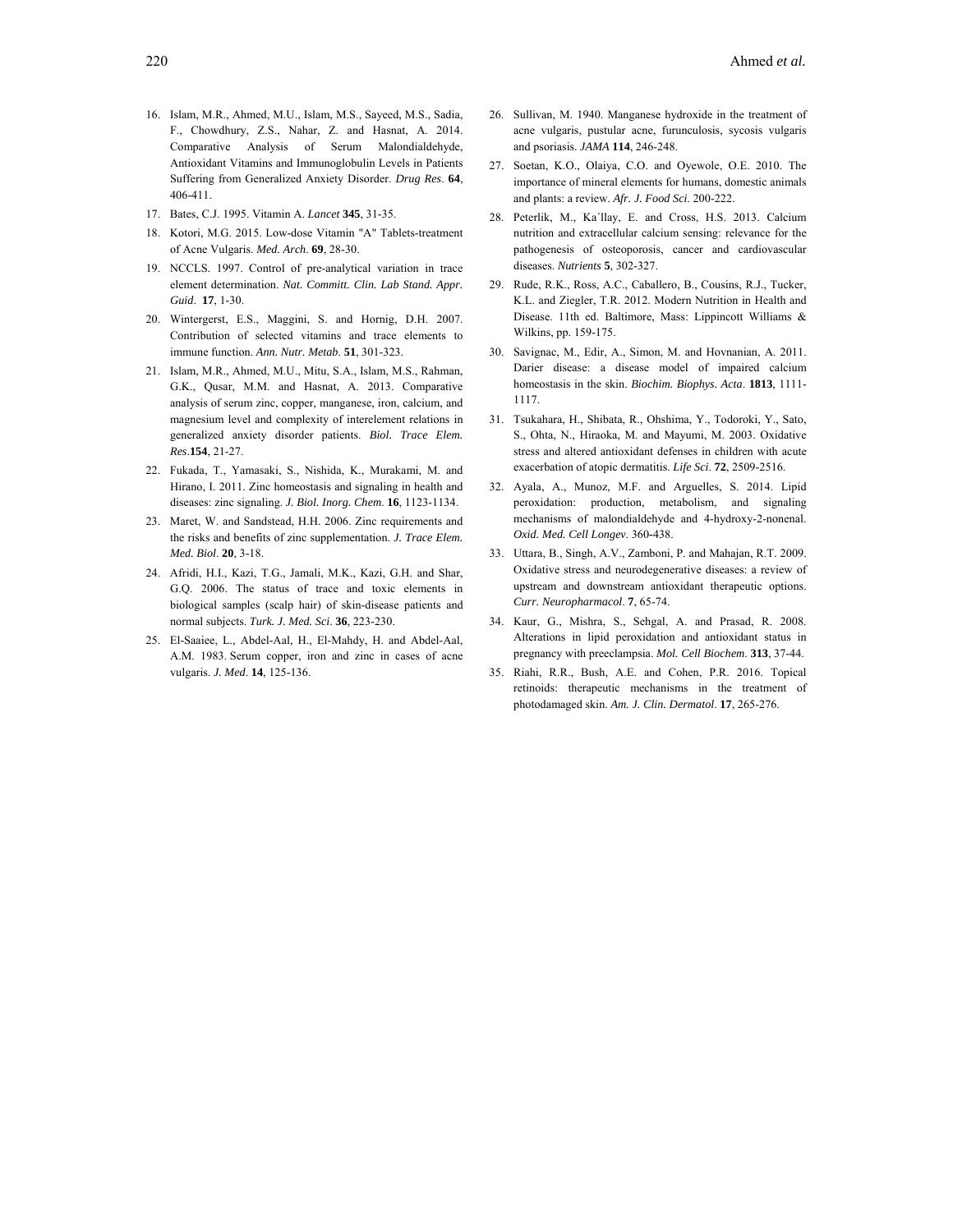16. Islam, M.R., Ahmed, M.U., Islam, M.S., Sayeed, M.S., Sadia, F., Chowdhury, Z.S., Nahar, Z. and Hasnat, A. 2014. Comparative Analysis of Serum Malondialdehyde, Antioxidant Vitamins and Immunoglobulin Levels in Patients Suffering from Generalized Anxiety Disorder. *Drug Res*. **64**, 406-411.

17. Bates, C.J. 1995. Vitamin A. *Lancet* **345**, 31-35.

18. Kotori, M.G. 2015. Low-dose Vitamin "A" Tablets-treatment of Acne Vulgaris. *Med. Arch*. **69**, 28-30.

19. NCCLS. 1997. Control of pre-analytical variation in trace element determination. *Nat. Committ. Clin. Lab Stand. Appr. Guid*. **17**, 1-30.

20. Wintergerst, E.S., Maggini, S. and Hornig, D.H. 2007. Contribution of selected vitamins and trace elements to immune function. *Ann. Nutr. Metab*. **51**, 301-323.

21. Islam, M.R., Ahmed, M.U., Mitu, S.A., Islam, M.S., Rahman, G.K., Qusar, M.M. and Hasnat, A. 2013. Comparative analysis of serum zinc, copper, manganese, iron, calcium, and magnesium level and complexity of interelement relations in generalized anxiety disorder patients. *Biol. Trace Elem. Res*.**154**, 21-27.

22. Fukada, T., Yamasaki, S., Nishida, K., Murakami, M. and Hirano, I. 2011. Zinc homeostasis and signaling in health and diseases: zinc signaling. *J. Biol. Inorg. Chem*. **16**, 1123-1134.

23. Maret, W. and Sandstead, H.H. 2006. Zinc requirements and the risks and benefits of zinc supplementation. *J. Trace Elem. Med. Biol*. **20**, 3-18.

24. Afridi, H.I., Kazi, T.G., Jamali, M.K., Kazi, G.H. and Shar, G.Q. 2006. The status of trace and toxic elements in biological samples (scalp hair) of skin-disease patients and normal subjects. *Turk. J. Med. Sci*. **36**, 223-230.

25. El-Saaiee, L., Abdel-Aal, H., El-Mahdy, H. and Abdel-Aal, A.M. 1983. Serum copper, iron and zinc in cases of acne vulgaris. *J. Med*. **14**, 125-136.

26. Sullivan, M. 1940. Manganese hydroxide in the treatment of acne vulgaris, pustular acne, furunculosis, sycosis vulgaris and psoriasis. *JAMA* **114**, 246-248.

27. Soetan, K.O., Olaiya, C.O. and Oyewole, O.E. 2010. The importance of mineral elements for humans, domestic animals and plants: a review. *Afr. J. Food Sci*. 200-222.

28. Peterlik, M., Ka´llay, E. and Cross, H.S. 2013. Calcium nutrition and extracellular calcium sensing: relevance for the pathogenesis of osteoporosis, cancer and cardiovascular diseases. *Nutrients* **5**, 302-327.

29. Rude, R.K., Ross, A.C., Caballero, B., Cousins, R.J., Tucker, K.L. and Ziegler, T.R. 2012. Modern Nutrition in Health and Disease. 11th ed. Baltimore, Mass: Lippincott Williams & Wilkins, pp. 159-175.

30. Savignac, M., Edir, A., Simon, M. and Hovnanian, A. 2011. Darier disease: a disease model of impaired calcium homeostasis in the skin. *Biochim. Biophys. Acta*. **1813**, 1111-1117.

31. Tsukahara, H., Shibata, R., Ohshima, Y., Todoroki, Y., Sato, S., Ohta, N., Hiraoka, M. and Mayumi, M. 2003. Oxidative stress and altered antioxidant defenses in children with acute exacerbation of atopic dermatitis. *Life Sci*. **72**, 2509-2516.

32. Ayala, A., Munoz, M.F. and Arguelles, S. 2014. Lipid peroxidation: production, metabolism, and signaling mechanisms of malondialdehyde and 4-hydroxy-2-nonenal. *Oxid. Med. Cell Longev*. 360-438.

33. Uttara, B., Singh, A.V., Zamboni, P. and Mahajan, R.T. 2009. Oxidative stress and neurodegenerative diseases: a review of upstream and downstream antioxidant therapeutic options. *Curr. Neuropharmacol*. **7**, 65-74.

34. Kaur, G., Mishra, S., Sehgal, A. and Prasad, R. 2008. Alterations in lipid peroxidation and antioxidant status in pregnancy with preeclampsia. *Mol. Cell Biochem*. **313**, 37-44.

35. Riahi, R.R., Bush, A.E. and Cohen, P.R. 2016. Topical retinoids: therapeutic mechanisms in the treatment of photodamaged skin. *Am. J. Clin. Dermatol*. **17**, 265-276.